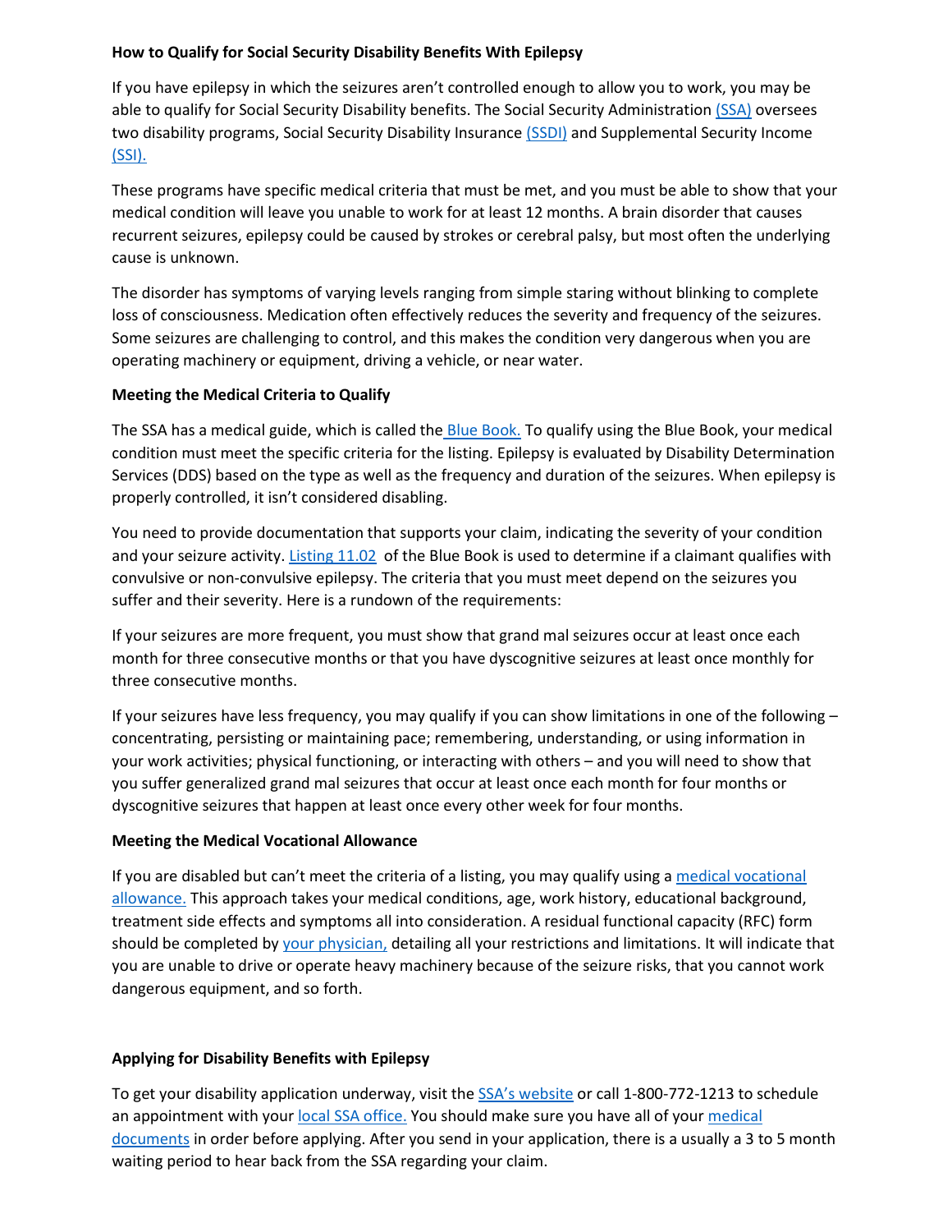**How to Qualify for Social Security Disability Benefits With Epilepsy**

If you have epilepsy in which the seizures aren't controlled enough to allow you to work, you may be able to qualify for Social Security Disability benefits. The Social Security Administration (SSA) oversees two disability programs, Social Security Disability Insurance (SSDI) and Supplemental Security Income (SSI).

These programs have specific medical criteria that must be met, and you must be able to show that your medical condition will leave you unable to work for at least 12 months. A brain disorder that causes recurrent seizures, epilepsy could be caused by strokes or cerebral palsy, but most often the underlying cause is unknown.

The disorder has symptoms of varying levels ranging from simple staring without blinking to complete loss of consciousness. Medication often effectively reduces the severity and frequency of the seizures. Some seizures are challenging to control, and this makes the condition very dangerous when you are operating machinery or equipment, driving a vehicle, or near water.

**Meeting the Medical Criteria to Qualify**

The SSA has a medical guide, which is called the Blue Book. To qualify using the Blue Book, your medical condition must meet the specific criteria for the listing. Epilepsy is evaluated by Disability Determination Services (DDS) based on the type as well as the frequency and duration of the seizures. When epilepsy is properly controlled, it isn't considered disabling.

You need to provide documentation that supports your claim, indicating the severity of your condition and your seizure activity. Listing 11.02 of the Blue Book is used to determine if a claimant qualifies with convulsive or non-convulsive epilepsy. The criteria that you must meet depend on the seizures you suffer and their severity. Here is a rundown of the requirements:

If your seizures are more frequent, you must show that grand mal seizures occur at least once each month for three consecutive months or that you have dyscognitive seizures at least once monthly for three consecutive months.

If your seizures have less frequency, you may qualify if you can show limitations in one of the following – concentrating, persisting or maintaining pace; remembering, understanding, or using information in your work activities; physical functioning, or interacting with others – and you will need to show that you suffer generalized grand mal seizures that occur at least once each month for four months or dyscognitive seizures that happen at least once every other week for four months.

**Meeting the Medical Vocational Allowance**

If you are disabled but can't meet the criteria of a listing, you may qualify using a medical vocational allowance. This approach takes your medical conditions, age, work history, educational background, treatment side effects and symptoms all into consideration. A residual functional capacity (RFC) form should be completed by your physician, detailing all your restrictions and limitations. It will indicate that you are unable to drive or operate heavy machinery because of the seizure risks, that you cannot work dangerous equipment, and so forth.

**Applying for Disability Benefits with Epilepsy**

To get your disability application underway, visit the SSA's website or call 1-800-772-1213 to schedule an appointment with your local SSA office. You should make sure you have all of your medical documents in order before applying. After you send in your application, there is a usually a 3 to 5 month waiting period to hear back from the SSA regarding your claim.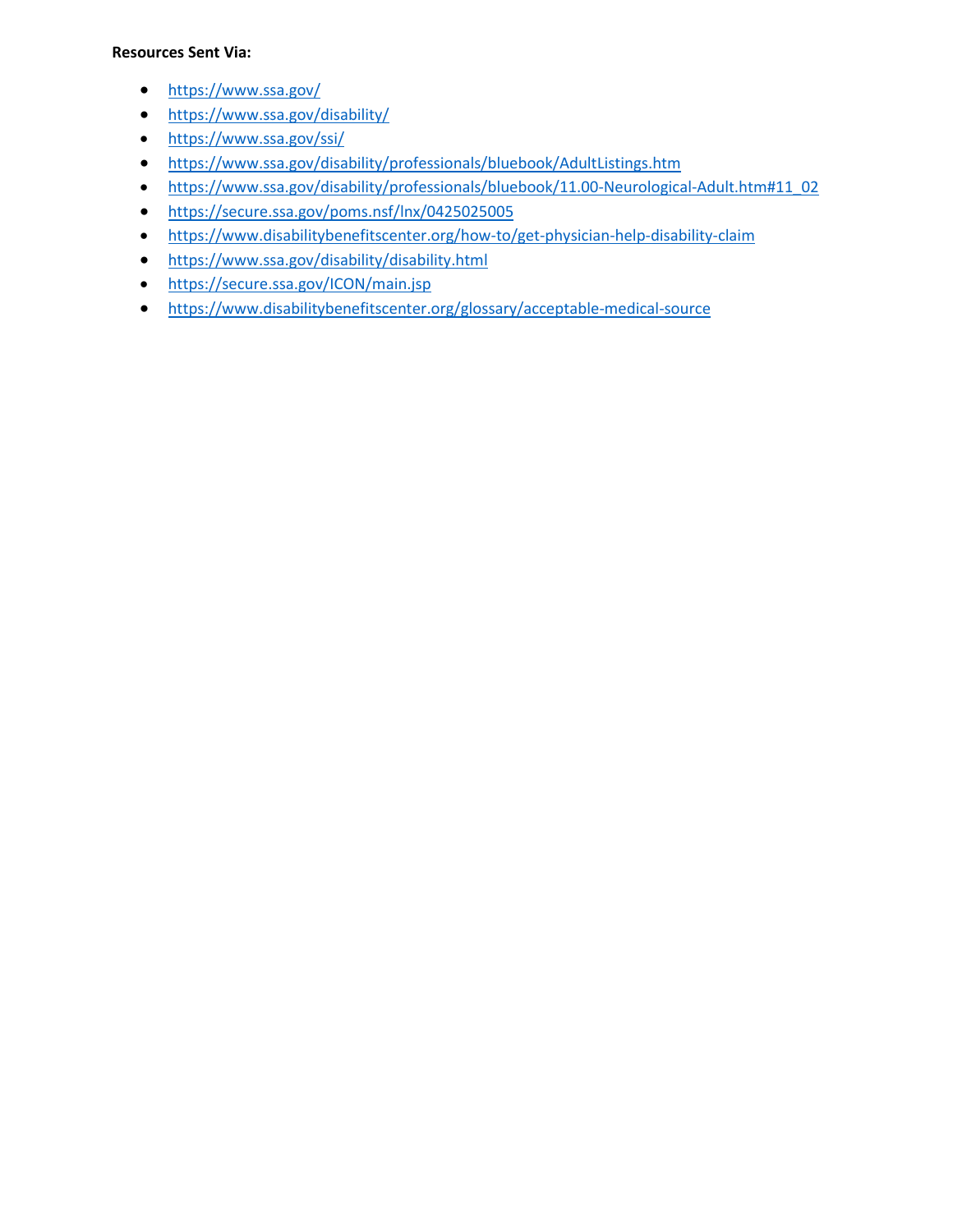**Resources Sent Via:**

- https://www.ssa.gov/
- https://www.ssa.gov/disability/
- https://www.ssa.gov/ssi/
- https://www.ssa.gov/disability/professionals/bluebook/AdultListings.htm
- https://www.ssa.gov/disability/professionals/bluebook/11.00-Neurological-Adult.htm#11_02
- https://secure.ssa.gov/poms.nsf/lnx/0425025005
- https://www.disabilitybenefitscenter.org/how-to/get-physician-help-disability-claim
- https://www.ssa.gov/disability/disability.html
- https://secure.ssa.gov/ICON/main.jsp
- https://www.disabilitybenefitscenter.org/glossary/acceptable-medical-source